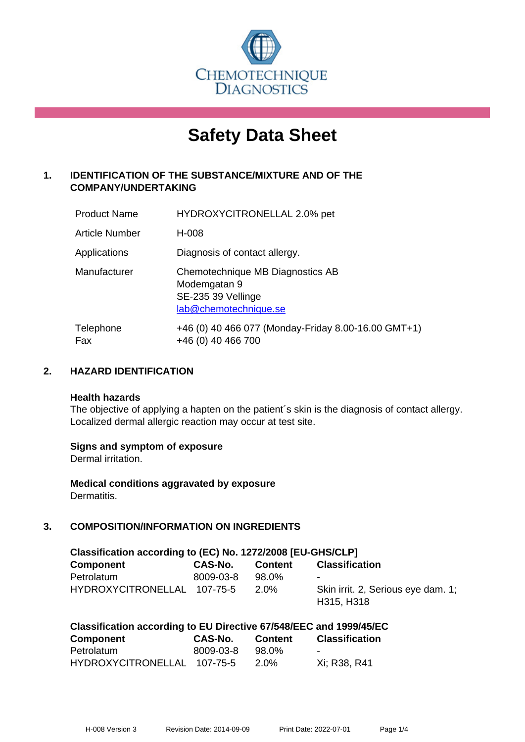CHEMOTECHNIQUE DIAGNOSTICS

# Safety Data Sheet

## 1. IDENTIFICATION OF THE SUBSTANCE/MIXTURE AND OF THE COMPANY/UNDERTAKING

| | |
|---|---|
| Product Name | HYDROXYCITRONELLAL 2.0% pet |
| Article Number | H-008 |
| Applications | Diagnosis of contact allergy. |
| Manufacturer | Chemotechnique MB Diagnostics AB<br>Modemgatan 9<br>SE-235 39 Vellinge<br>lab@chemotechnique.se |
| Telephone<br>Fax | +46 (0) 40 466 077 (Monday-Friday 8.00-16.00 GMT+1)<br>+46 (0) 40 466 700 |

## 2. HAZARD IDENTIFICATION

**Health hazards**
The objective of applying a hapten on the patient´s skin is the diagnosis of contact allergy. Localized dermal allergic reaction may occur at test site.

**Signs and symptom of exposure**
Dermal irritation.

**Medical conditions aggravated by exposure**
Dermatitis.

## 3. COMPOSITION/INFORMATION ON INGREDIENTS

**Classification according to (EC) No. 1272/2008 [EU-GHS/CLP]**

| Component | CAS-No. | Content | Classification |
|---|---|---|---|
| Petrolatum | 8009-03-8 | 98.0% | - |
| HYDROXYCITRONELLAL | 107-75-5 | 2.0% | Skin irrit. 2, Serious eye dam. 1; H315, H318 |

**Classification according to EU Directive 67/548/EEC and 1999/45/EC**

| Component | CAS-No. | Content | Classification |
|---|---|---|---|
| Petrolatum | 8009-03-8 | 98.0% | - |
| HYDROXYCITRONELLAL | 107-75-5 | 2.0% | Xi; R38, R41 |

H-008 Version 3 Revision Date: 2014-09-09 Print Date: 2022-07-01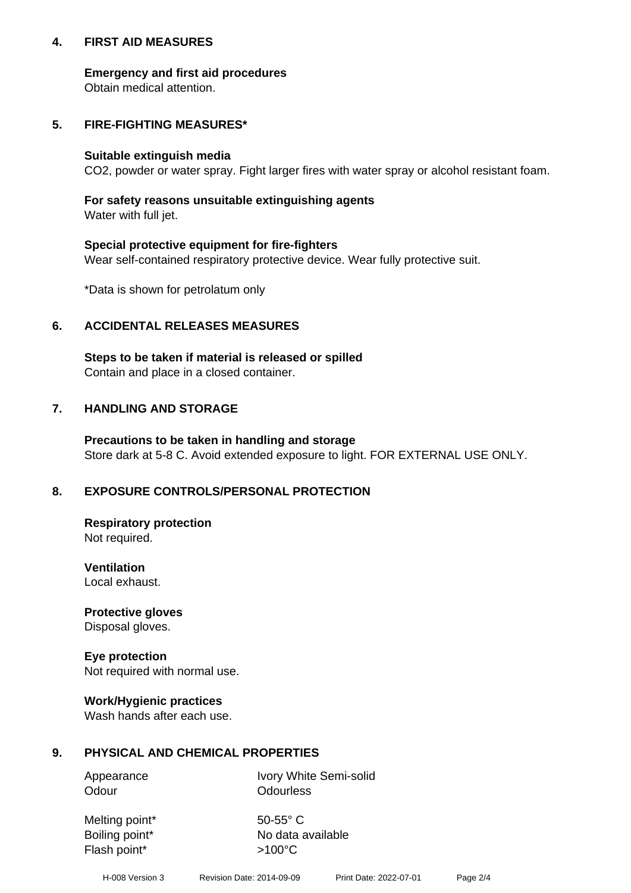## 4. FIRST AID MEASURES

**Emergency and first aid procedures**
Obtain medical attention.

## 5. FIRE-FIGHTING MEASURES*

**Suitable extinguish media**
$CO_2$, powder or water spray. Fight larger fires with water spray or alcohol resistant foam.

**For safety reasons unsuitable extinguishing agents**
Water with full jet.

**Special protective equipment for fire-fighters**
Wear self-contained respiratory protective device. Wear fully protective suit.

*Data is shown for petrolatum only

## 6. ACCIDENTAL RELEASES MEASURES

**Steps to be taken if material is released or spilled**
Contain and place in a closed container.

## 7. HANDLING AND STORAGE

**Precautions to be taken in handling and storage**
Store dark at 5-8 C. Avoid extended exposure to light. FOR EXTERNAL USE ONLY.

## 8. EXPOSURE CONTROLS/PERSONAL PROTECTION

**Respiratory protection**
Not required.

**Ventilation**
Local exhaust.

**Protective gloves**
Disposal gloves.

**Eye protection**
Not required with normal use.

**Work/Hygienic practices**
Wash hands after each use.

## 9. PHYSICAL AND CHEMICAL PROPERTIES

| | |
|---|---|
| Appearance | Ivory White Semi-solid |
| Odour | Odourless |
| Melting point* | 50-55° C |
| Boiling point* | No data available |
| Flash point* | >100°C |

H-008 Version 3 Revision Date: 2014-09-09 Print Date: 2022-07-01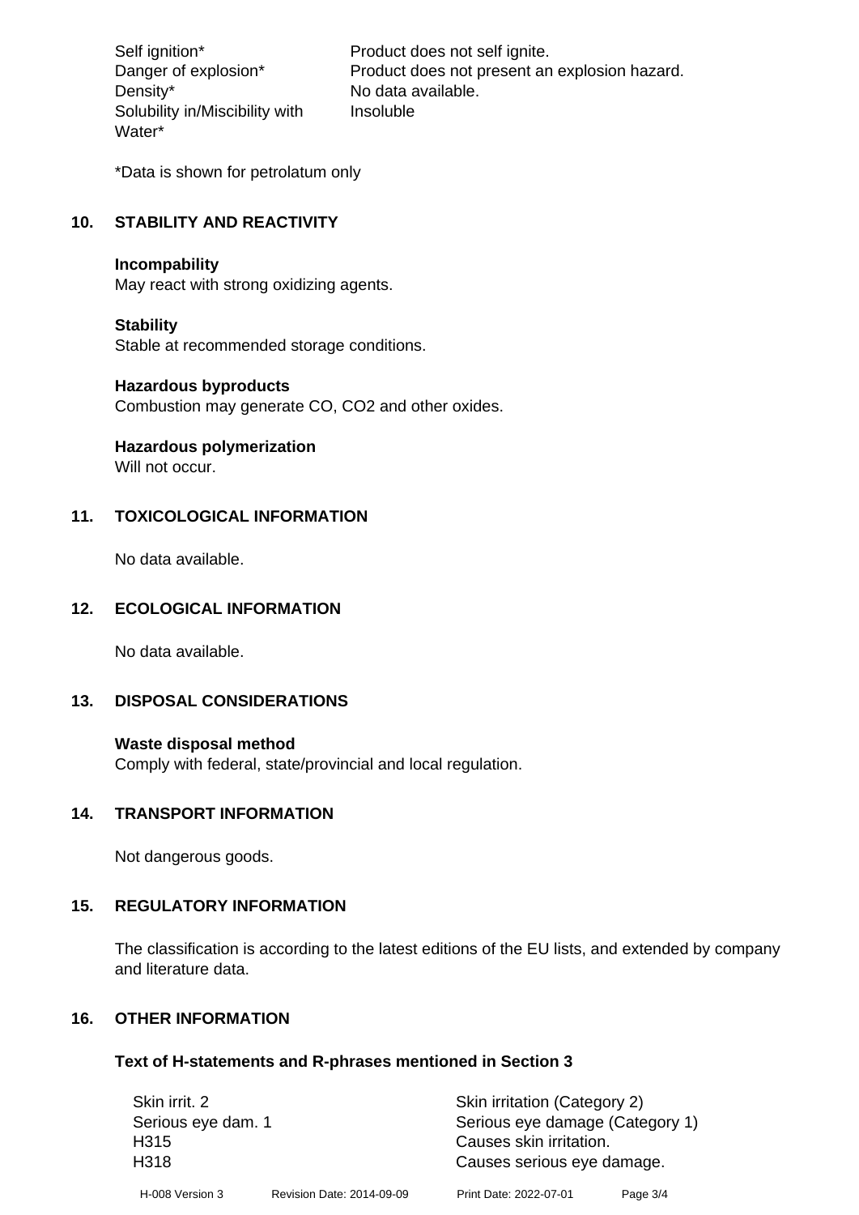| | |
|---|---|
| Self ignition* | Product does not self ignite. |
| Danger of explosion* | Product does not present an explosion hazard. |
| Density* | No data available. |
| Solubility in/Miscibility with Water* | Insoluble |

*Data is shown for petrolatum only

## 10. STABILITY AND REACTIVITY

**Incompability**
May react with strong oxidizing agents.

**Stability**
Stable at recommended storage conditions.

**Hazardous byproducts**
Combustion may generate CO, $CO_2$ and other oxides.

**Hazardous polymerization**
Will not occur.

## 11. TOXICOLOGICAL INFORMATION

No data available.

## 12. ECOLOGICAL INFORMATION

No data available.

## 13. DISPOSAL CONSIDERATIONS

**Waste disposal method**
Comply with federal, state/provincial and local regulation.

## 14. TRANSPORT INFORMATION

Not dangerous goods.

## 15. REGULATORY INFORMATION

The classification is according to the latest editions of the EU lists, and extended by company and literature data.

## 16. OTHER INFORMATION

### Text of H-statements and R-phrases mentioned in Section 3

| | |
|---|---|
| Skin irrit. 2 | Skin irritation (Category 2) |
| Serious eye dam. 1 | Serious eye damage (Category 1) |
| H315 | Causes skin irritation. |
| H318 | Causes serious eye damage. |

H-008 Version 3 Revision Date: 2014-09-09 Print Date: 2022-07-01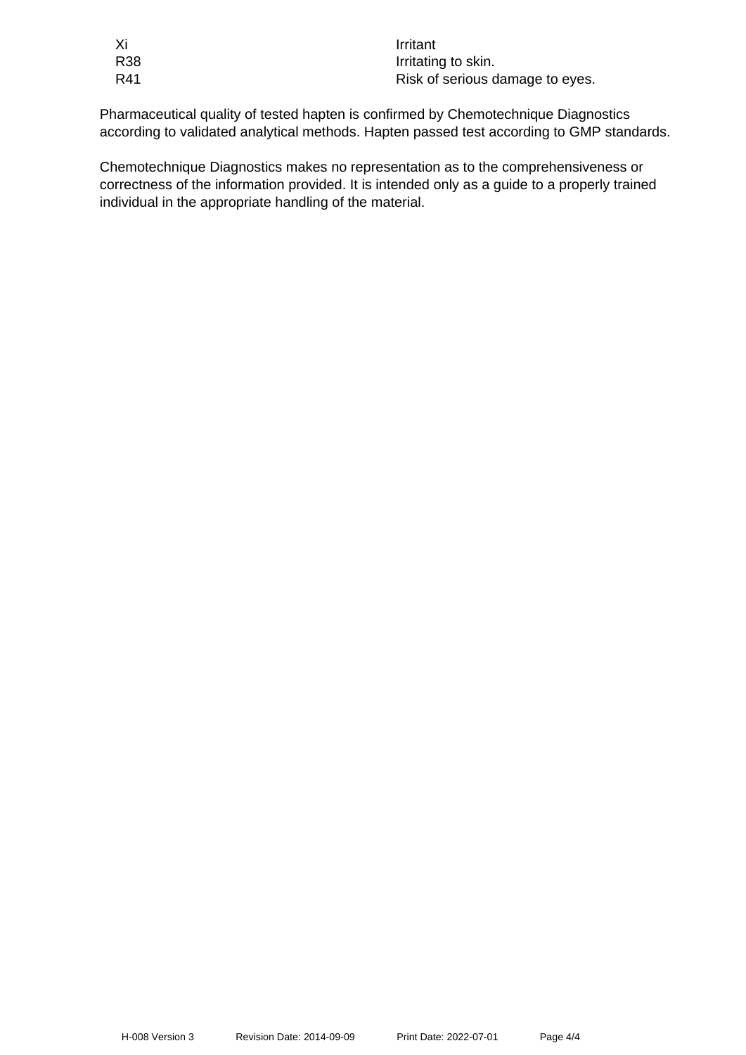| | |
|---|---|
| Xi | Irritant |
| R38 | Irritating to skin. |
| R41 | Risk of serious damage to eyes. |

Pharmaceutical quality of tested hapten is confirmed by Chemotechnique Diagnostics according to validated analytical methods. Hapten passed test according to GMP standards.

Chemotechnique Diagnostics makes no representation as to the comprehensiveness or correctness of the information provided. It is intended only as a guide to a properly trained individual in the appropriate handling of the material.